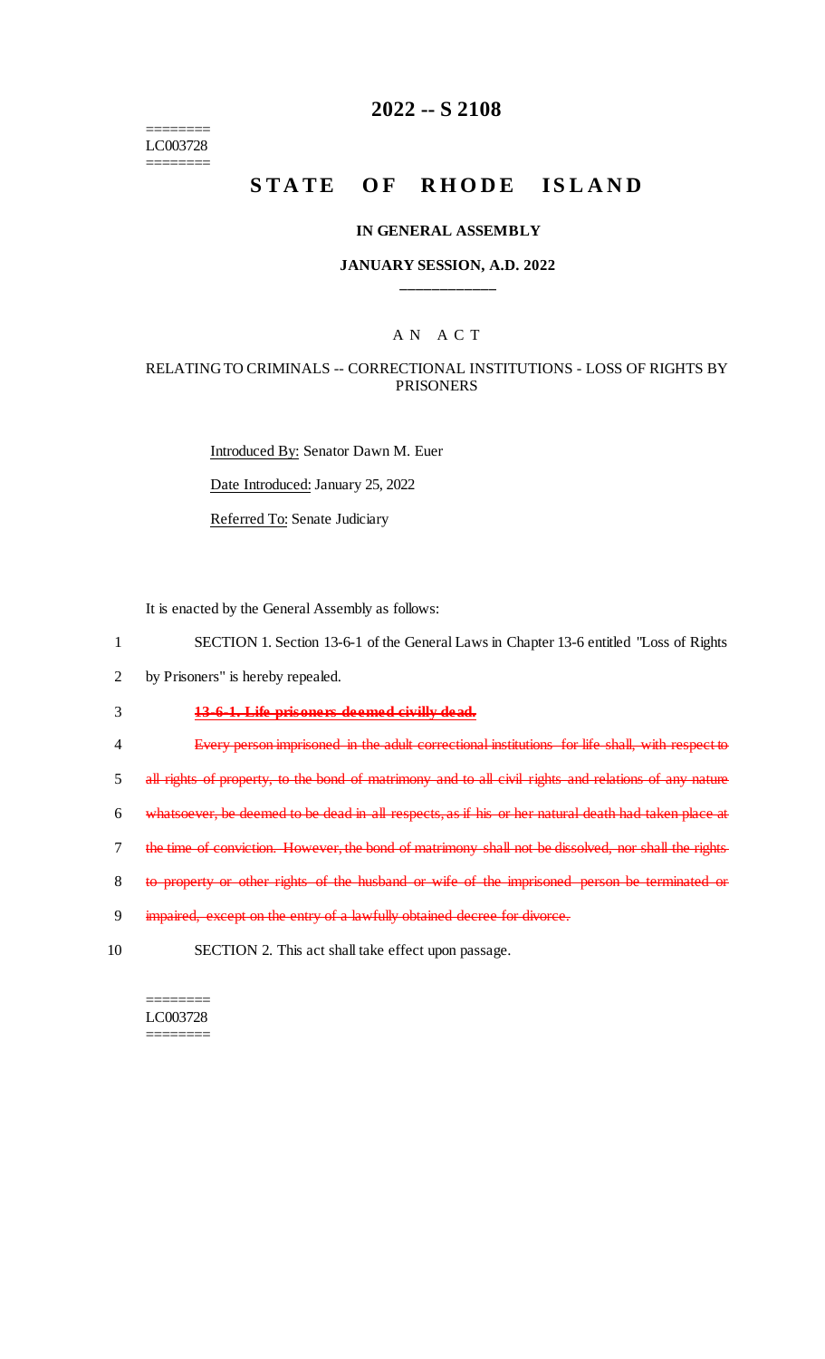========
LC003728
========

# 2022 -- S 2108

# STATE OF RHODE ISLAND

### IN GENERAL ASSEMBLY

### JANUARY SESSION, A.D. 2022

____________

A N A C T

RELATING TO CRIMINALS -- CORRECTIONAL INSTITUTIONS - LOSS OF RIGHTS BY PRISONERS

Introduced By: Senator Dawn M. Euer

Date Introduced: January 25, 2022

Referred To: Senate Judiciary

It is enacted by the General Assembly as follows:

1 SECTION 1. Section 13-6-1 of the General Laws in Chapter 13-6 entitled "Loss of Rights
2 by Prisoners" is hereby repealed.

3 ~~**13-6-1. Life prisoners deemed civilly dead.**~~

4 ~~Every person imprisoned in the adult correctional institutions for life shall, with respect to~~
5 ~~all rights of property, to the bond of matrimony and to all civil rights and relations of any nature~~
6 ~~whatsoever, be deemed to be dead in all respects, as if his or her natural death had taken place at~~
7 ~~the time of conviction. However, the bond of matrimony shall not be dissolved, nor shall the rights~~
8 ~~to property or other rights of the husband or wife of the imprisoned person be terminated or~~
9 ~~impaired, except on the entry of a lawfully obtained decree for divorce.~~

10 SECTION 2. This act shall take effect upon passage.

========
LC003728
========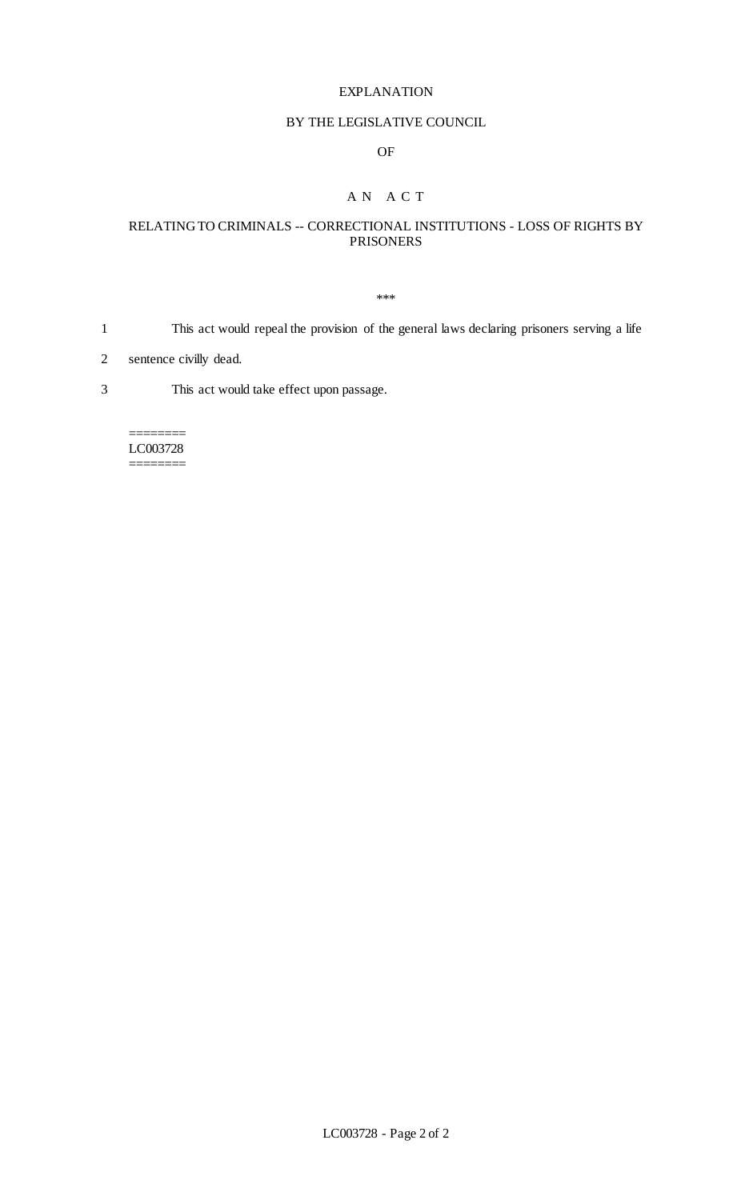EXPLANATION

BY THE LEGISLATIVE COUNCIL

OF

# A N A C T

RELATING TO CRIMINALS -- CORRECTIONAL INSTITUTIONS - LOSS OF RIGHTS BY PRISONERS

\*\*\*

1 This act would repeal the provision of the general laws declaring prisoners serving a life

2 sentence civilly dead.

3 This act would take effect upon passage.

========
LC003728
========